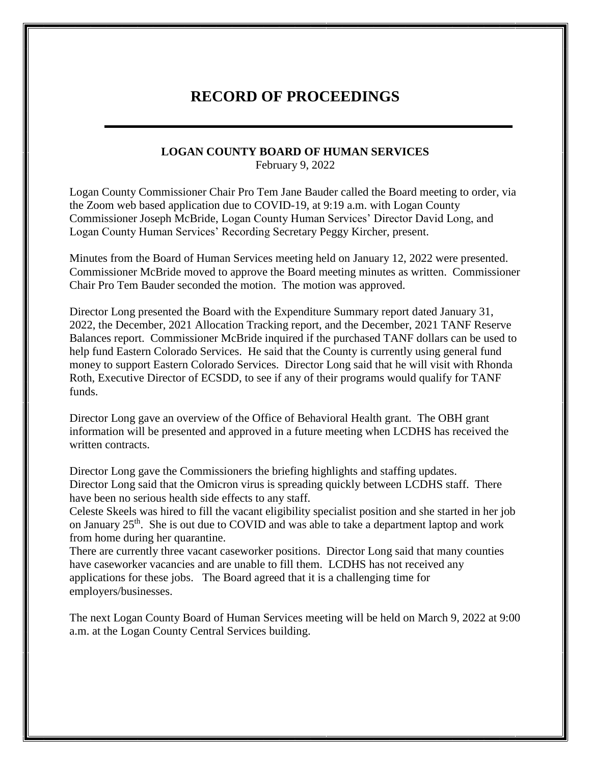# RECORD OF PROCEEDINGS

**LOGAN COUNTY BOARD OF HUMAN SERVICES**
February 9, 2022

Logan County Commissioner Chair Pro Tem Jane Bauder called the Board meeting to order, via the Zoom web based application due to COVID-19, at 9:19 a.m. with Logan County Commissioner Joseph McBride, Logan County Human Services' Director David Long, and Logan County Human Services' Recording Secretary Peggy Kircher, present.

Minutes from the Board of Human Services meeting held on January 12, 2022 were presented. Commissioner McBride moved to approve the Board meeting minutes as written. Commissioner Chair Pro Tem Bauder seconded the motion. The motion was approved.

Director Long presented the Board with the Expenditure Summary report dated January 31, 2022, the December, 2021 Allocation Tracking report, and the December, 2021 TANF Reserve Balances report. Commissioner McBride inquired if the purchased TANF dollars can be used to help fund Eastern Colorado Services. He said that the County is currently using general fund money to support Eastern Colorado Services. Director Long said that he will visit with Rhonda Roth, Executive Director of ECSDD, to see if any of their programs would qualify for TANF funds.

Director Long gave an overview of the Office of Behavioral Health grant. The OBH grant information will be presented and approved in a future meeting when LCDHS has received the written contracts.

Director Long gave the Commissioners the briefing highlights and staffing updates.
Director Long said that the Omicron virus is spreading quickly between LCDHS staff. There have been no serious health side effects to any staff.
Celeste Skeels was hired to fill the vacant eligibility specialist position and she started in her job on January 25th. She is out due to COVID and was able to take a department laptop and work from home during her quarantine.
There are currently three vacant caseworker positions. Director Long said that many counties have caseworker vacancies and are unable to fill them. LCDHS has not received any applications for these jobs. The Board agreed that it is a challenging time for employers/businesses.

The next Logan County Board of Human Services meeting will be held on March 9, 2022 at 9:00 a.m. at the Logan County Central Services building.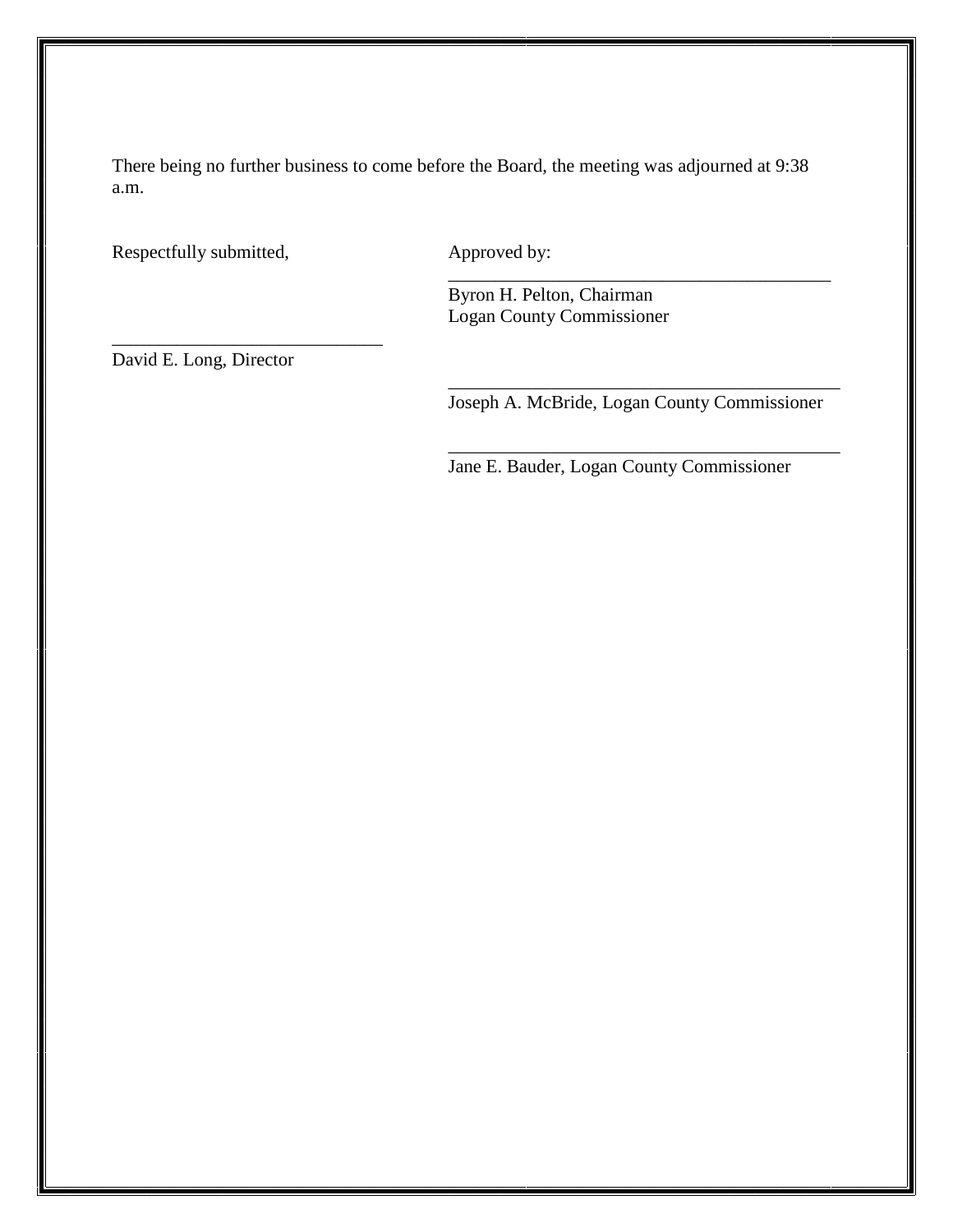There being no further business to come before the Board, the meeting was adjourned at 9:38 a.m.

Respectfully submitted,

\_\_\_\_\_\_\_\_\_\_\_\_\_\_\_\_\_\_\_\_\_\_\_\_\_\_\_\_\_\_
David E. Long, Director

Approved by:

\_\_\_\_\_\_\_\_\_\_\_\_\_\_\_\_\_\_\_\_\_\_\_\_\_\_\_\_\_\_\_\_\_\_\_\_\_\_\_\_\_\_
Byron H. Pelton, Chairman
Logan County Commissioner

\_\_\_\_\_\_\_\_\_\_\_\_\_\_\_\_\_\_\_\_\_\_\_\_\_\_\_\_\_\_\_\_\_\_\_\_\_\_\_\_\_\_
Joseph A. McBride, Logan County Commissioner

\_\_\_\_\_\_\_\_\_\_\_\_\_\_\_\_\_\_\_\_\_\_\_\_\_\_\_\_\_\_\_\_\_\_\_\_\_\_\_\_\_\_
Jane E. Bauder, Logan County Commissioner